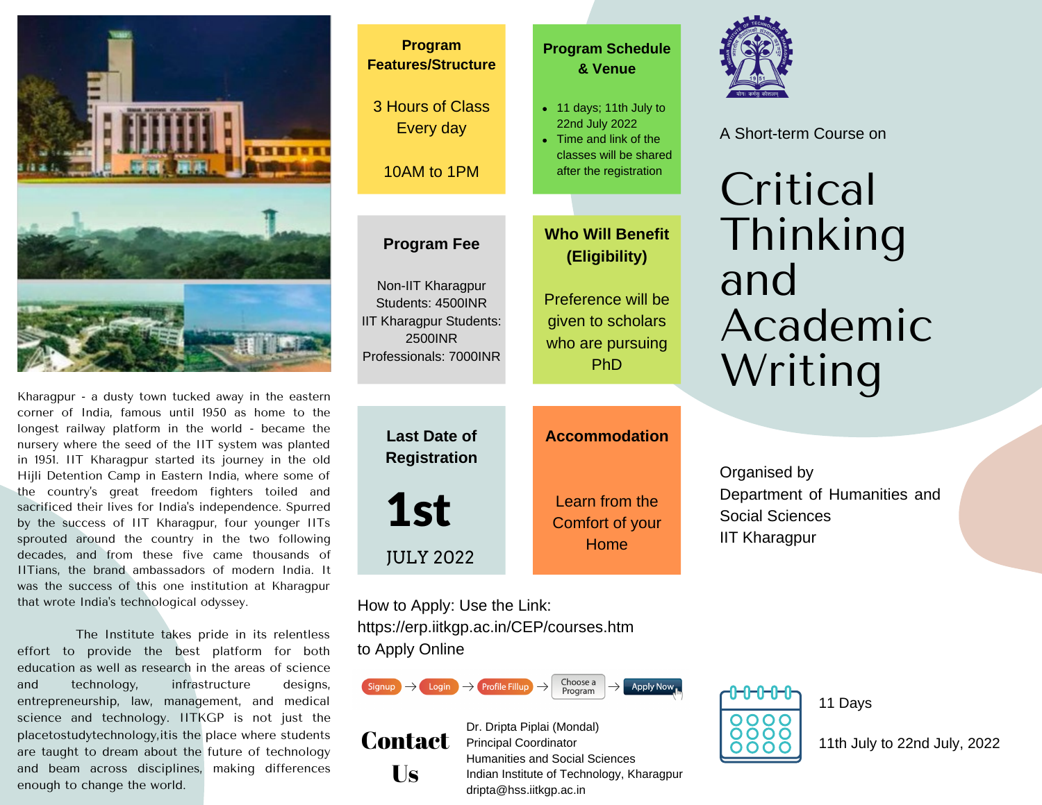A Short-term Course on

# Critical Thinking and Academic Writing

Organised by
Department of Humanities and Social Sciences
IIT Kharagpur

Kharagpur - a dusty town tucked away in the eastern corner of India, famous until 1950 as home to the longest railway platform in the world - became the nursery where the seed of the IIT system was planted in 1951. IIT Kharagpur started its journey in the old Hijli Detention Camp in Eastern India, where some of the country's great freedom fighters toiled and sacrificed their lives for India's independence. Spurred by the success of IIT Kharagpur, four younger IITs sprouted around the country in the two following decades, and from these five came thousands of IITians, the brand ambassadors of modern India. It was the success of this one institution at Kharagpur that wrote India's technological odyssey.

The Institute takes pride in its relentless effort to provide the best platform for both education as well as research in the areas of science and technology, infrastructure designs, entrepreneurship, law, management, and medical science and technology. IITKGP is not just the placetostudytechnology,itis the place where students are taught to dream about the future of technology and beam across disciplines, making differences enough to change the world.

## Program Features/Structure

3 Hours of Class Every day

10AM to 1PM

## Program Schedule & Venue

- 11 days; 11th July to 22nd July 2022
- Time and link of the classes will be shared after the registration

## Program Fee

Non-IIT Kharagpur Students: 4500INR
IIT Kharagpur Students: 2500INR
Professionals: 7000INR

## Who Will Benefit (Eligibility)

Preference will be given to scholars who are pursuing PhD

## Last Date of Registration

**1st**
JULY 2022

## Accommodation

Learn from the Comfort of your Home

How to Apply: Use the Link:
https://erp.iitkgp.ac.in/CEP/courses.htm
to Apply Online

Signup → Login → Profile Fillup → Choose a Program → Apply Now

## Contact Us

Dr. Dripta Piplai (Mondal)
Principal Coordinator
Humanities and Social Sciences
Indian Institute of Technology, Kharagpur
dripta@hss.iitkgp.ac.in

11 Days

11th July to 22nd July, 2022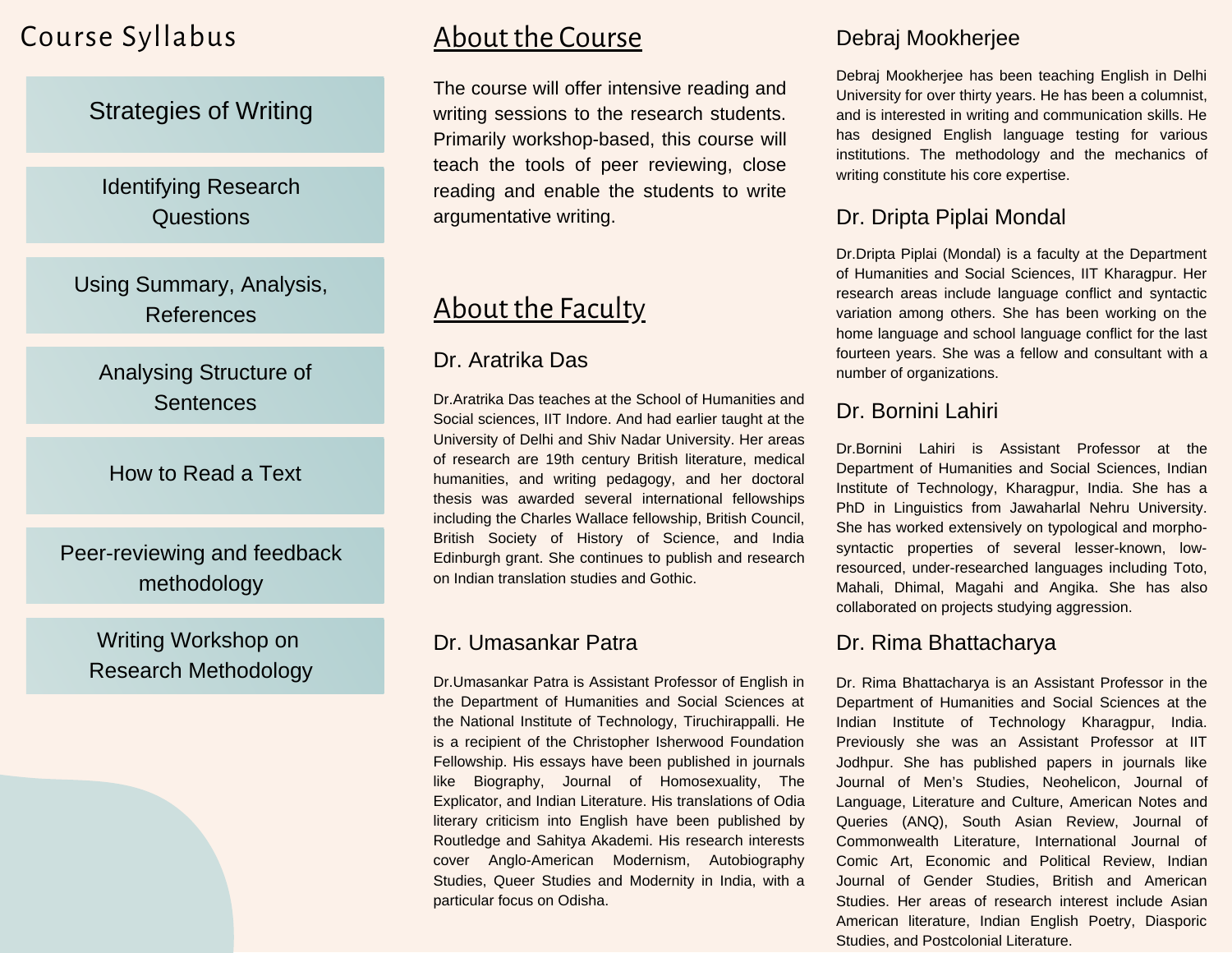# Course Syllabus

- Strategies of Writing
- Identifying Research Questions
- Using Summary, Analysis, References
- Analysing Structure of Sentences
- How to Read a Text
- Peer-reviewing and feedback methodology
- Writing Workshop on Research Methodology

## About the Course

The course will offer intensive reading and writing sessions to the research students. Primarily workshop-based, this course will teach the tools of peer reviewing, close reading and enable the students to write argumentative writing.

## About the Faculty

### Dr. Aratrika Das

Dr.Aratrika Das teaches at the School of Humanities and Social sciences, IIT Indore. And had earlier taught at the University of Delhi and Shiv Nadar University. Her areas of research are 19th century British literature, medical humanities, and writing pedagogy, and her doctoral thesis was awarded several international fellowships including the Charles Wallace fellowship, British Council, British Society of History of Science, and India Edinburgh grant. She continues to publish and research on Indian translation studies and Gothic.

### Dr. Umasankar Patra

Dr.Umasankar Patra is Assistant Professor of English in the Department of Humanities and Social Sciences at the National Institute of Technology, Tiruchirappalli. He is a recipient of the Christopher Isherwood Foundation Fellowship. His essays have been published in journals like Biography, Journal of Homosexuality, The Explicator, and Indian Literature. His translations of Odia literary criticism into English have been published by Routledge and Sahitya Akademi. His research interests cover Anglo-American Modernism, Autobiography Studies, Queer Studies and Modernity in India, with a particular focus on Odisha.

### Debraj Mookherjee

Debraj Mookherjee has been teaching English in Delhi University for over thirty years. He has been a columnist, and is interested in writing and communication skills. He has designed English language testing for various institutions. The methodology and the mechanics of writing constitute his core expertise.

### Dr. Dripta Piplai Mondal

Dr.Dripta Piplai (Mondal) is a faculty at the Department of Humanities and Social Sciences, IIT Kharagpur. Her research areas include language conflict and syntactic variation among others. She has been working on the home language and school language conflict for the last fourteen years. She was a fellow and consultant with a number of organizations.

### Dr. Bornini Lahiri

Dr.Bornini Lahiri is Assistant Professor at the Department of Humanities and Social Sciences, Indian Institute of Technology, Kharagpur, India. She has a PhD in Linguistics from Jawaharlal Nehru University. She has worked extensively on typological and morpho-syntactic properties of several lesser-known, low-resourced, under-researched languages including Toto, Mahali, Dhimal, Magahi and Angika. She has also collaborated on projects studying aggression.

### Dr. Rima Bhattacharya

Dr. Rima Bhattacharya is an Assistant Professor in the Department of Humanities and Social Sciences at the Indian Institute of Technology Kharagpur, India. Previously she was an Assistant Professor at IIT Jodhpur. She has published papers in journals like Journal of Men's Studies, Neohelicon, Journal of Language, Literature and Culture, American Notes and Queries (ANQ), South Asian Review, Journal of Commonwealth Literature, International Journal of Comic Art, Economic and Political Review, Indian Journal of Gender Studies, British and American Studies. Her areas of research interest include Asian American literature, Indian English Poetry, Diasporic Studies, and Postcolonial Literature.